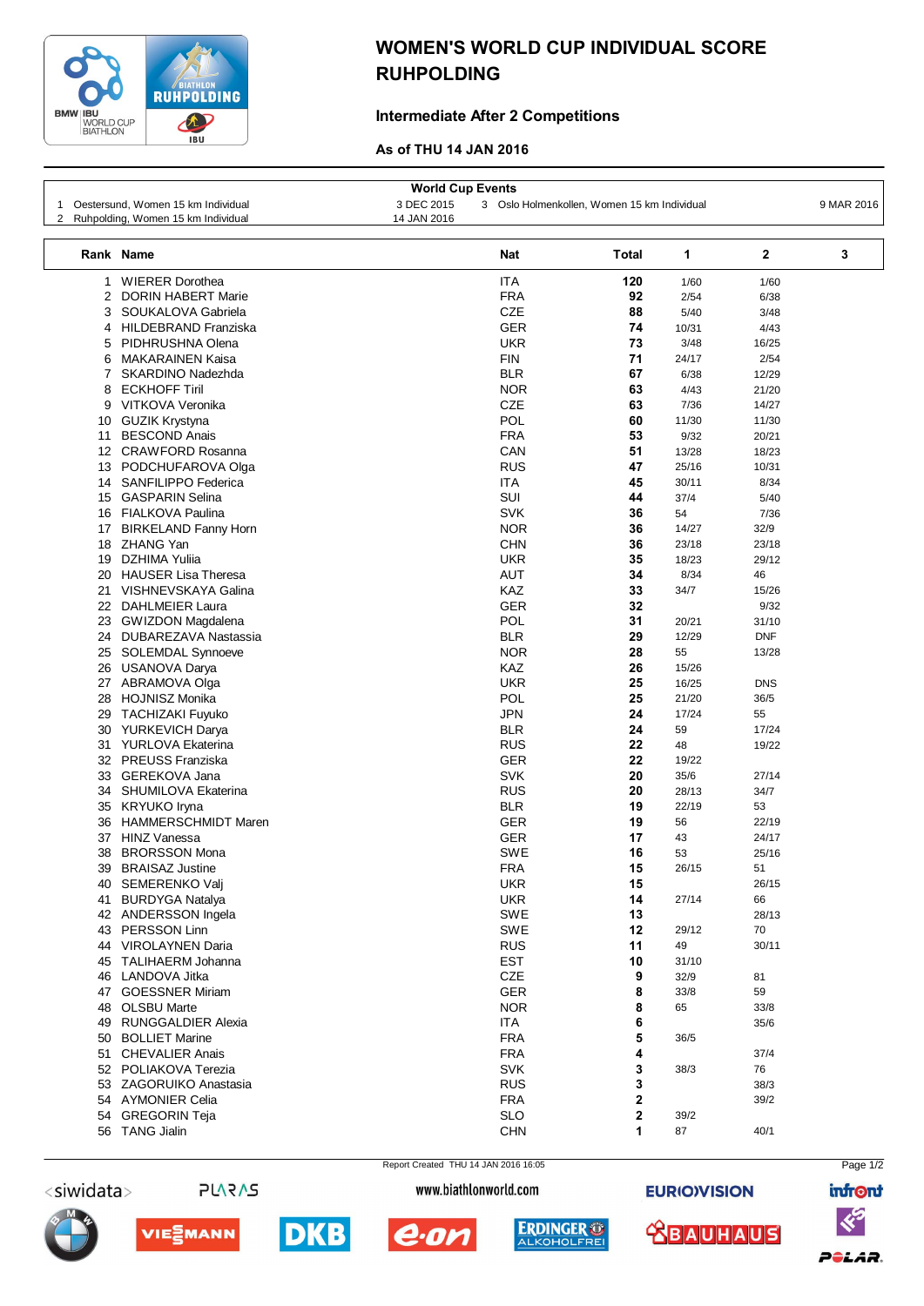# WOMEN'S WORLD CUP INDIVIDUAL SCORE RUHPOLDING

## Intermediate After 2 Competitions

**As of THU 14 JAN 2016**

**World Cup Events**

| | Event | Date |
|---|---|---|
| 1 | Oestersund, Women 15 km Individual | 3 DEC 2015 |
| 2 | Ruhpolding, Women 15 km Individual | 14 JAN 2016 |
| 3 | Oslo Holmenkollen, Women 15 km Individual | 9 MAR 2016 |

| Rank | Name | Nat | Total | 1 | 2 | 3 |
|---|---|---|---|---|---|---|
| 1 | WIERER Dorothea | ITA | 120 | 1/60 | 1/60 | |
| 2 | DORIN HABERT Marie | FRA | 92 | 2/54 | 6/38 | |
| 3 | SOUKALOVA Gabriela | CZE | 88 | 5/40 | 3/48 | |
| 4 | HILDEBRAND Franziska | GER | 74 | 10/31 | 4/43 | |
| 5 | PIDHRUSHNA Olena | UKR | 73 | 3/48 | 16/25 | |
| 6 | MAKARAINEN Kaisa | FIN | 71 | 24/17 | 2/54 | |
| 7 | SKARDINO Nadezhda | BLR | 67 | 6/38 | 12/29 | |
| 8 | ECKHOFF Tiril | NOR | 63 | 4/43 | 21/20 | |
| 9 | VITKOVA Veronika | CZE | 63 | 7/36 | 14/27 | |
| 10 | GUZIK Krystyna | POL | 60 | 11/30 | 11/30 | |
| 11 | BESCOND Anais | FRA | 53 | 9/32 | 20/21 | |
| 12 | CRAWFORD Rosanna | CAN | 51 | 13/28 | 18/23 | |
| 13 | PODCHUFAROVA Olga | RUS | 47 | 25/16 | 10/31 | |
| 14 | SANFILIPPO Federica | ITA | 45 | 30/11 | 8/34 | |
| 15 | GASPARIN Selina | SUI | 44 | 37/4 | 5/40 | |
| 16 | FIALKOVA Paulina | SVK | 36 | 54 | 7/36 | |
| 17 | BIRKELAND Fanny Horn | NOR | 36 | 14/27 | 32/9 | |
| 18 | ZHANG Yan | CHN | 36 | 23/18 | 23/18 | |
| 19 | DZHIMA Yuliia | UKR | 35 | 18/23 | 29/12 | |
| 20 | HAUSER Lisa Theresa | AUT | 34 | 8/34 | 46 | |
| 21 | VISHNEVSKAYA Galina | KAZ | 33 | 34/7 | 15/26 | |
| 22 | DAHLMEIER Laura | GER | 32 | | 9/32 | |
| 23 | GWIZDON Magdalena | POL | 31 | 20/21 | 31/10 | |
| 24 | DUBAREZAVA Nastassia | BLR | 29 | 12/29 | DNF | |
| 25 | SOLEMDAL Synnoeve | NOR | 28 | 55 | 13/28 | |
| 26 | USANOVA Darya | KAZ | 26 | 15/26 | | |
| 27 | ABRAMOVA Olga | UKR | 25 | 16/25 | DNS | |
| 28 | HOJNISZ Monika | POL | 25 | 21/20 | 36/5 | |
| 29 | TACHIZAKI Fuyuko | JPN | 24 | 17/24 | 55 | |
| 30 | YURKEVICH Darya | BLR | 24 | 59 | 17/24 | |
| 31 | YURLOVA Ekaterina | RUS | 22 | 48 | 19/22 | |
| 32 | PREUSS Franziska | GER | 22 | 19/22 | | |
| 33 | GEREKOVA Jana | SVK | 20 | 35/6 | 27/14 | |
| 34 | SHUMILOVA Ekaterina | RUS | 20 | 28/13 | 34/7 | |
| 35 | KRYUKO Iryna | BLR | 19 | 22/19 | 53 | |
| 36 | HAMMERSCHMIDT Maren | GER | 19 | 56 | 22/19 | |
| 37 | HINZ Vanessa | GER | 17 | 43 | 24/17 | |
| 38 | BRORSSON Mona | SWE | 16 | 53 | 25/16 | |
| 39 | BRAISAZ Justine | FRA | 15 | 26/15 | 51 | |
| 40 | SEMERENKO Valj | UKR | 15 | | 26/15 | |
| 41 | BURDYGA Natalya | UKR | 14 | 27/14 | 66 | |
| 42 | ANDERSSON Ingela | SWE | 13 | | 28/13 | |
| 43 | PERSSON Linn | SWE | 12 | 29/12 | 70 | |
| 44 | VIROLAYNEN Daria | RUS | 11 | 49 | 30/11 | |
| 45 | TALIHAERM Johanna | EST | 10 | 31/10 | | |
| 46 | LANDOVA Jitka | CZE | 9 | 32/9 | 81 | |
| 47 | GOESSNER Miriam | GER | 8 | 33/8 | 59 | |
| 48 | OLSBU Marte | NOR | 8 | 65 | 33/8 | |
| 49 | RUNGGALDIER Alexia | ITA | 6 | | 35/6 | |
| 50 | BOLLIET Marine | FRA | 5 | 36/5 | | |
| 51 | CHEVALIER Anais | FRA | 4 | | 37/4 | |
| 52 | POLIAKOVA Terezia | SVK | 3 | 38/3 | 76 | |
| 53 | ZAGORUIKO Anastasia | RUS | 3 | | 38/3 | |
| 54 | AYMONIER Celia | FRA | 2 | | 39/2 | |
| 54 | GREGORIN Teja | SLO | 2 | 39/2 | | |
| 56 | TANG Jialin | CHN | 1 | 87 | 40/1 | |

Report Created THU 14 JAN 2016 16:05

www.biathlonworld.com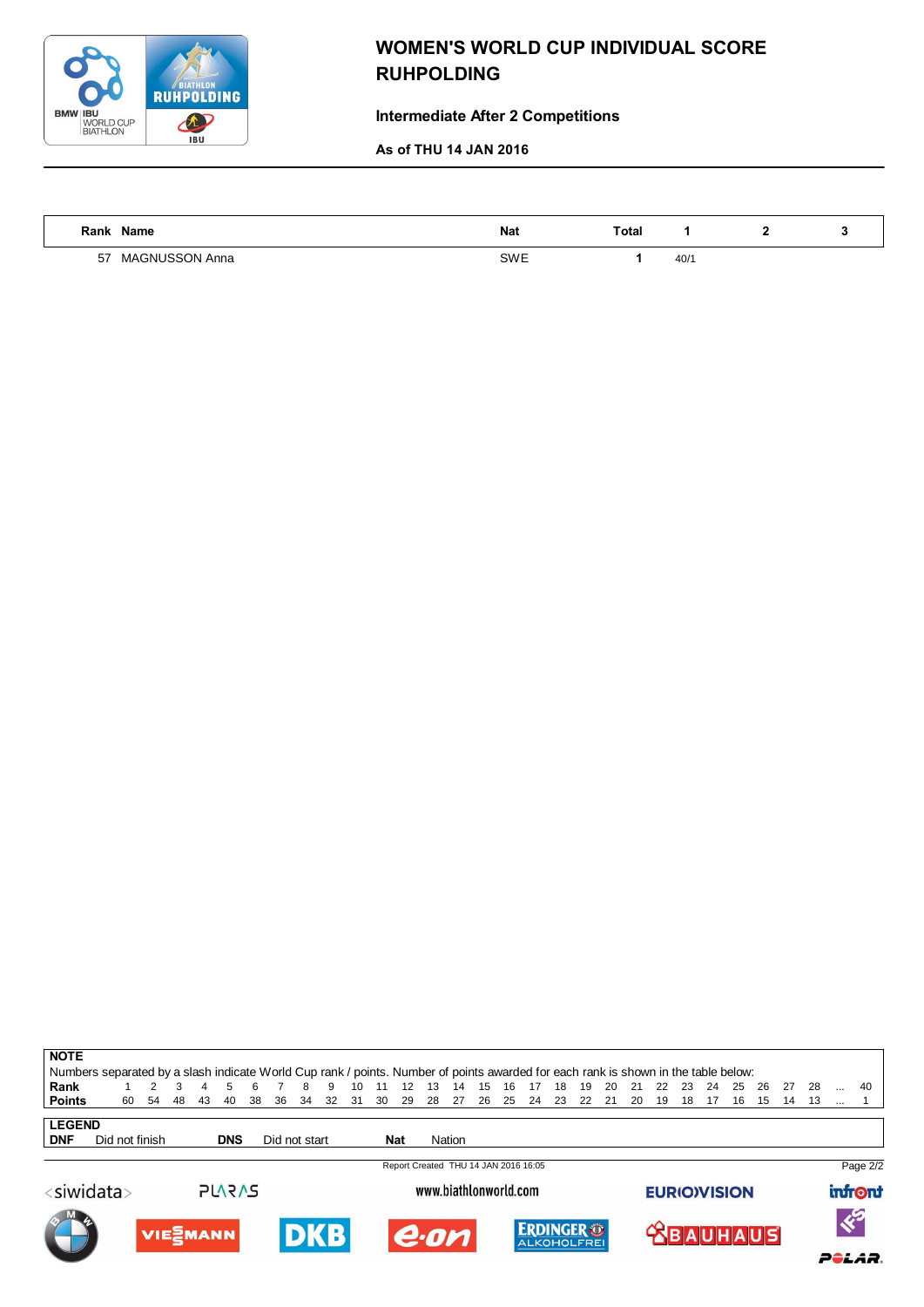# WOMEN'S WORLD CUP INDIVIDUAL SCORE RUHPOLDING

## Intermediate After 2 Competitions

**As of THU 14 JAN 2016**

| Rank | Name | Nat | Total | 1 | 2 | 3 |
|---|---|---|---|---|---|---|
| 57 | MAGNUSSON Anna | SWE | 1 | 40/1 | | |

**NOTE**

Numbers separated by a slash indicate World Cup rank / points. Number of points awarded for each rank is shown in the table below:

| Rank | 1 | 2 | 3 | 4 | 5 | 6 | 7 | 8 | 9 | 10 | 11 | 12 | 13 | 14 | 15 | 16 | 17 | 18 | 19 | 20 | 21 | 22 | 23 | 24 | 25 | 26 | 27 | 28 | ... | 40 |
|---|---|---|---|---|---|---|---|---|---|---|---|---|---|---|---|---|---|---|---|---|---|---|---|---|---|---|---|---|---|---|
| **Points** | 60 | 54 | 48 | 43 | 40 | 38 | 36 | 34 | 32 | 31 | 30 | 29 | 28 | 27 | 26 | 25 | 24 | 23 | 22 | 21 | 20 | 19 | 18 | 17 | 16 | 15 | 14 | 13 | ... | 1 |

**LEGEND**

**DNF** Did not finish **DNS** Did not start **Nat** Nation

Report Created THU 14 JAN 2016 16:05

www.biathlonworld.com